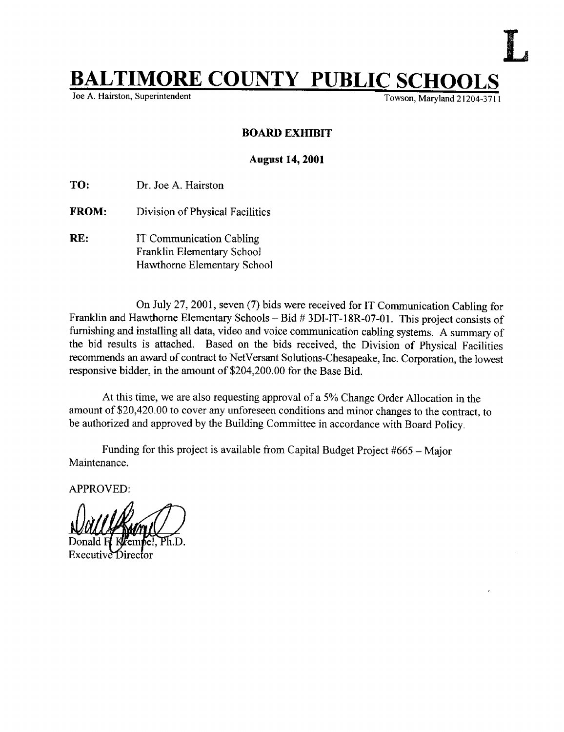L

# BALTIMORE COUNTY PUBLIC SCHOOLS

Joe A. Hairston, Superintendent

Towson, Maryland 21204-3711

**BOARD EXHIBIT**

**August 14, 2001**

**TO:** Dr. Joe A. Hairston

**FROM:** Division of Physical Facilities

**RE:** IT Communication Cabling
Franklin Elementary School
Hawthorne Elementary School

On July 27, 2001, seven (7) bids were received for IT Communication Cabling for Franklin and Hawthorne Elementary Schools – Bid # 3DI-IT-18R-07-01. This project consists of furnishing and installing all data, video and voice communication cabling systems. A summary of the bid results is attached. Based on the bids received, the Division of Physical Facilities recommends an award of contract to NetVersant Solutions-Chesapeake, Inc. Corporation, the lowest responsive bidder, in the amount of $204,200.00 for the Base Bid.

At this time, we are also requesting approval of a 5% Change Order Allocation in the amount of $20,420.00 to cover any unforeseen conditions and minor changes to the contract, to be authorized and approved by the Building Committee in accordance with Board Policy.

Funding for this project is available from Capital Budget Project #665 – Major Maintenance.

APPROVED:

Donald F. Krempel, Ph.D.
Executive Director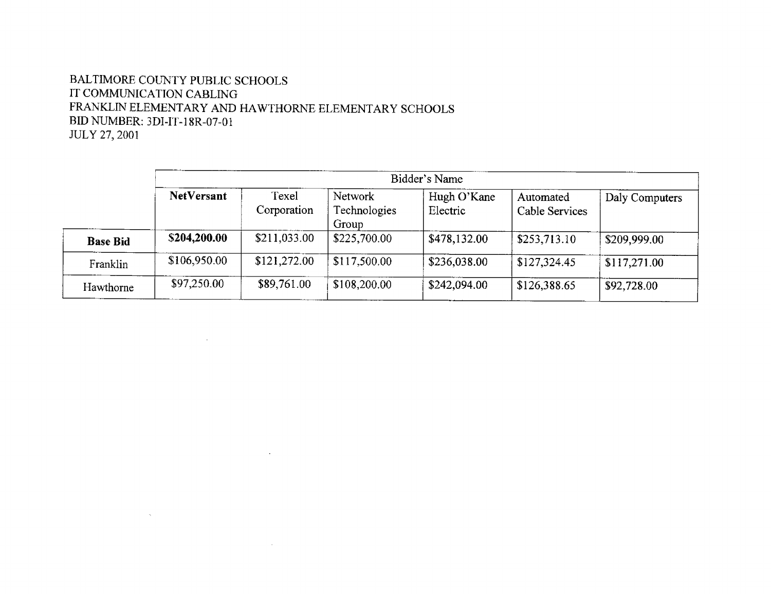BALTIMORE COUNTY PUBLIC SCHOOLS
IT COMMUNICATION CABLING
FRANKLIN ELEMENTARY AND HAWTHORNE ELEMENTARY SCHOOLS
BID NUMBER: 3DI-IT-18R-07-01
JULY 27, 2001

| | Bidder's Name | | | | | |
|---|---|---|---|---|---|---|
| | **NetVersant** | Texel Corporation | Network Technologies Group | Hugh O'Kane Electric | Automated Cable Services | Daly Computers |
| **Base Bid** | **$204,200.00** | $211,033.00 | $225,700.00 | $478,132.00 | $253,713.10 | $209,999.00 |
| Franklin | $106,950.00 | $121,272.00 | $117,500.00 | $236,038.00 | $127,324.45 | $117,271.00 |
| Hawthorne | $97,250.00 | $89,761.00 | $108,200.00 | $242,094.00 | $126,388.65 | $92,728.00 |